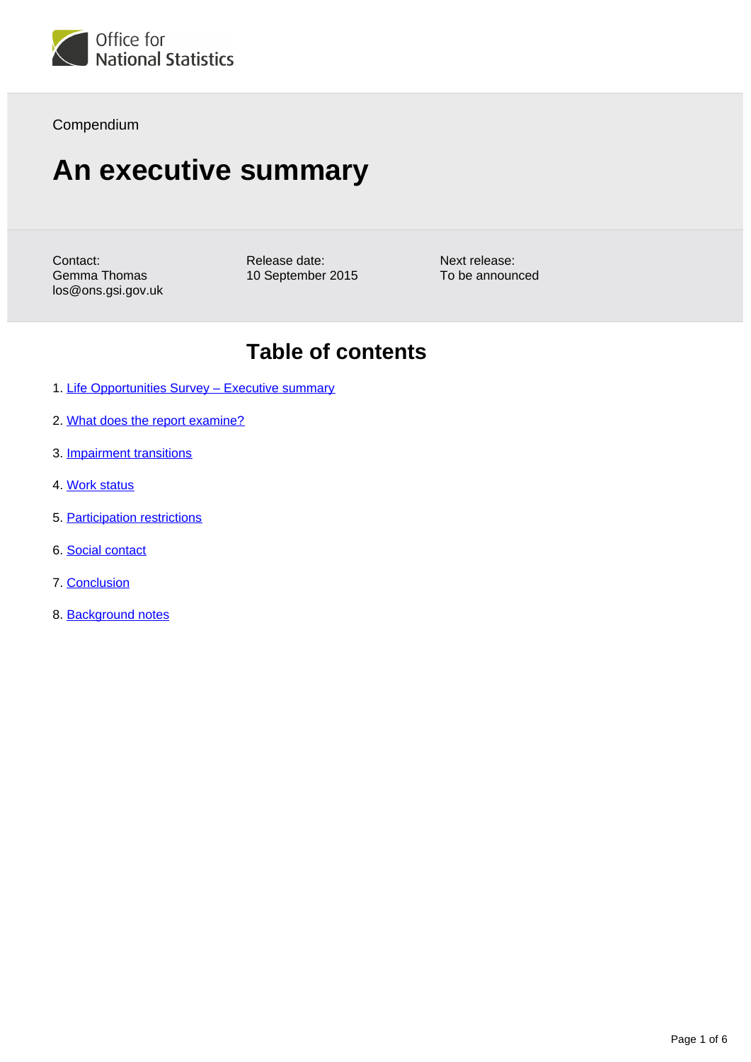Office for National Statistics

Compendium

# An executive summary

Contact:
Gemma Thomas
los@ons.gsi.gov.uk

Release date:
10 September 2015

Next release:
To be announced

## Table of contents

1. Life Opportunities Survey – Executive summary
2. What does the report examine?
3. Impairment transitions
4. Work status
5. Participation restrictions
6. Social contact
7. Conclusion
8. Background notes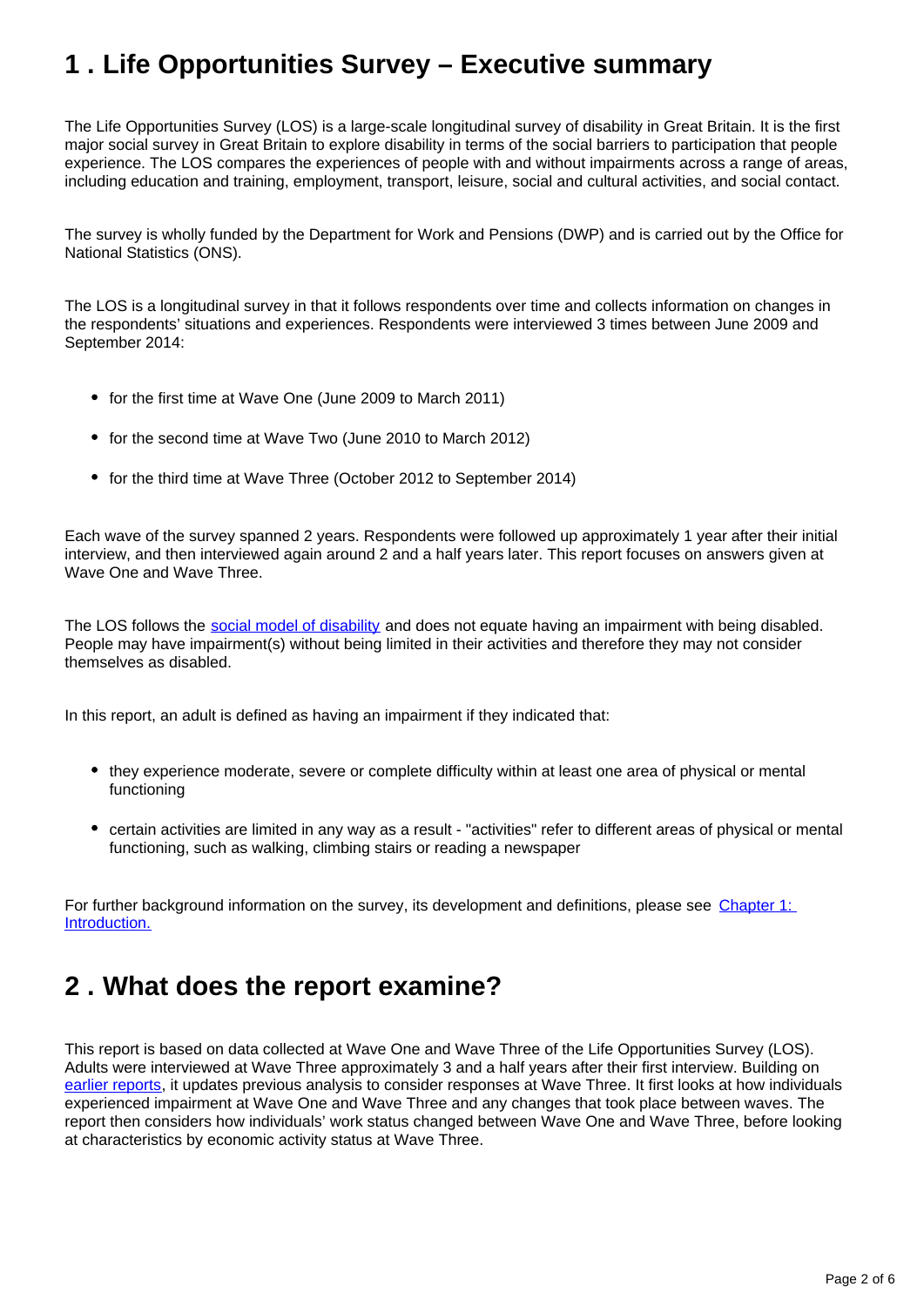## 1 . Life Opportunities Survey – Executive summary

The Life Opportunities Survey (LOS) is a large-scale longitudinal survey of disability in Great Britain. It is the first major social survey in Great Britain to explore disability in terms of the social barriers to participation that people experience. The LOS compares the experiences of people with and without impairments across a range of areas, including education and training, employment, transport, leisure, social and cultural activities, and social contact.

The survey is wholly funded by the Department for Work and Pensions (DWP) and is carried out by the Office for National Statistics (ONS).

The LOS is a longitudinal survey in that it follows respondents over time and collects information on changes in the respondents' situations and experiences. Respondents were interviewed 3 times between June 2009 and September 2014:

- for the first time at Wave One (June 2009 to March 2011)
- for the second time at Wave Two (June 2010 to March 2012)
- for the third time at Wave Three (October 2012 to September 2014)

Each wave of the survey spanned 2 years. Respondents were followed up approximately 1 year after their initial interview, and then interviewed again around 2 and a half years later. This report focuses on answers given at Wave One and Wave Three.

The LOS follows the social model of disability and does not equate having an impairment with being disabled. People may have impairment(s) without being limited in their activities and therefore they may not consider themselves as disabled.

In this report, an adult is defined as having an impairment if they indicated that:

- they experience moderate, severe or complete difficulty within at least one area of physical or mental functioning
- certain activities are limited in any way as a result - "activities" refer to different areas of physical or mental functioning, such as walking, climbing stairs or reading a newspaper

For further background information on the survey, its development and definitions, please see Chapter 1: Introduction.

## 2 . What does the report examine?

This report is based on data collected at Wave One and Wave Three of the Life Opportunities Survey (LOS). Adults were interviewed at Wave Three approximately 3 and a half years after their first interview. Building on earlier reports, it updates previous analysis to consider responses at Wave Three. It first looks at how individuals experienced impairment at Wave One and Wave Three and any changes that took place between waves. The report then considers how individuals' work status changed between Wave One and Wave Three, before looking at characteristics by economic activity status at Wave Three.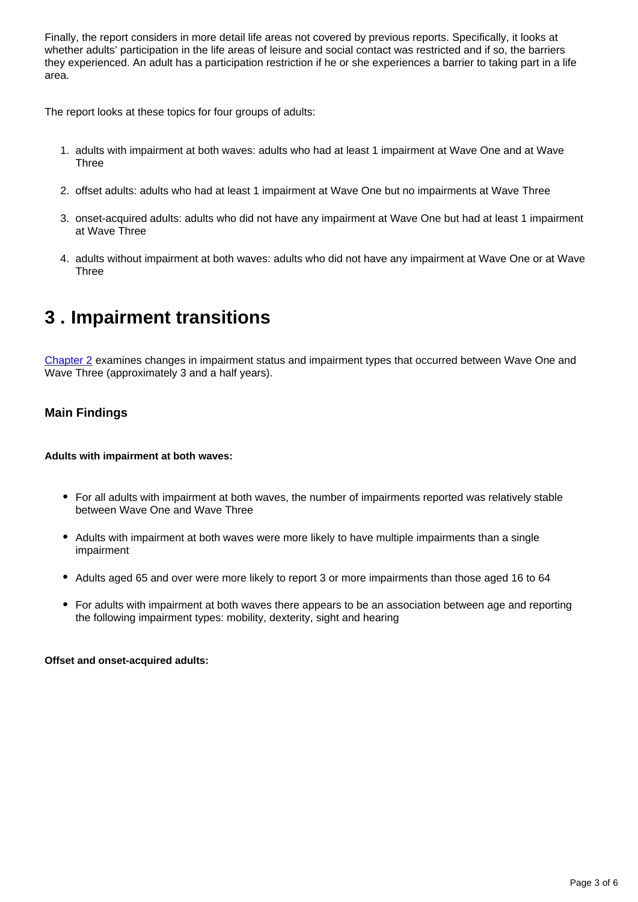Finally, the report considers in more detail life areas not covered by previous reports. Specifically, it looks at whether adults' participation in the life areas of leisure and social contact was restricted and if so, the barriers they experienced. An adult has a participation restriction if he or she experiences a barrier to taking part in a life area.

The report looks at these topics for four groups of adults:

1. adults with impairment at both waves: adults who had at least 1 impairment at Wave One and at Wave Three
2. offset adults: adults who had at least 1 impairment at Wave One but no impairments at Wave Three
3. onset-acquired adults: adults who did not have any impairment at Wave One but had at least 1 impairment at Wave Three
4. adults without impairment at both waves: adults who did not have any impairment at Wave One or at Wave Three

## 3 . Impairment transitions

Chapter 2 examines changes in impairment status and impairment types that occurred between Wave One and Wave Three (approximately 3 and a half years).

### Main Findings

**Adults with impairment at both waves:**

- For all adults with impairment at both waves, the number of impairments reported was relatively stable between Wave One and Wave Three
- Adults with impairment at both waves were more likely to have multiple impairments than a single impairment
- Adults aged 65 and over were more likely to report 3 or more impairments than those aged 16 to 64
- For adults with impairment at both waves there appears to be an association between age and reporting the following impairment types: mobility, dexterity, sight and hearing

**Offset and onset-acquired adults:**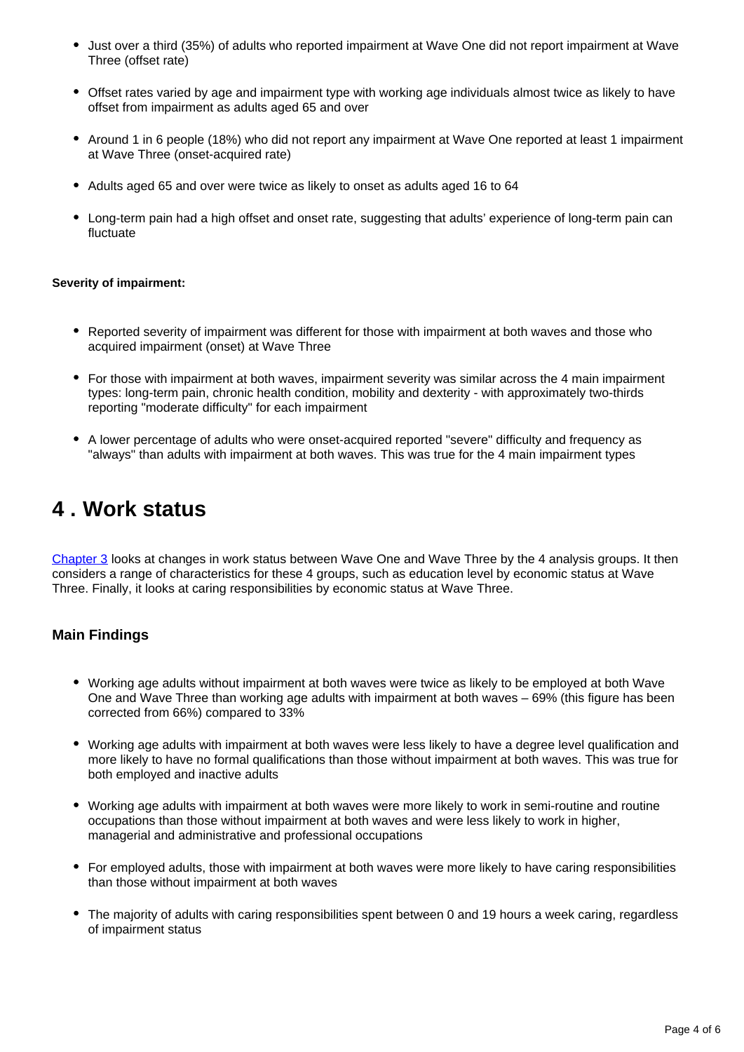- Just over a third (35%) of adults who reported impairment at Wave One did not report impairment at Wave Three (offset rate)
- Offset rates varied by age and impairment type with working age individuals almost twice as likely to have offset from impairment as adults aged 65 and over
- Around 1 in 6 people (18%) who did not report any impairment at Wave One reported at least 1 impairment at Wave Three (onset-acquired rate)
- Adults aged 65 and over were twice as likely to onset as adults aged 16 to 64
- Long-term pain had a high offset and onset rate, suggesting that adults' experience of long-term pain can fluctuate

**Severity of impairment:**

- Reported severity of impairment was different for those with impairment at both waves and those who acquired impairment (onset) at Wave Three
- For those with impairment at both waves, impairment severity was similar across the 4 main impairment types: long-term pain, chronic health condition, mobility and dexterity - with approximately two-thirds reporting "moderate difficulty" for each impairment
- A lower percentage of adults who were onset-acquired reported "severe" difficulty and frequency as "always" than adults with impairment at both waves. This was true for the 4 main impairment types

# 4 . Work status

Chapter 3 looks at changes in work status between Wave One and Wave Three by the 4 analysis groups. It then considers a range of characteristics for these 4 groups, such as education level by economic status at Wave Three. Finally, it looks at caring responsibilities by economic status at Wave Three.

### Main Findings

- Working age adults without impairment at both waves were twice as likely to be employed at both Wave One and Wave Three than working age adults with impairment at both waves – 69% (this figure has been corrected from 66%) compared to 33%
- Working age adults with impairment at both waves were less likely to have a degree level qualification and more likely to have no formal qualifications than those without impairment at both waves. This was true for both employed and inactive adults
- Working age adults with impairment at both waves were more likely to work in semi-routine and routine occupations than those without impairment at both waves and were less likely to work in higher, managerial and administrative and professional occupations
- For employed adults, those with impairment at both waves were more likely to have caring responsibilities than those without impairment at both waves
- The majority of adults with caring responsibilities spent between 0 and 19 hours a week caring, regardless of impairment status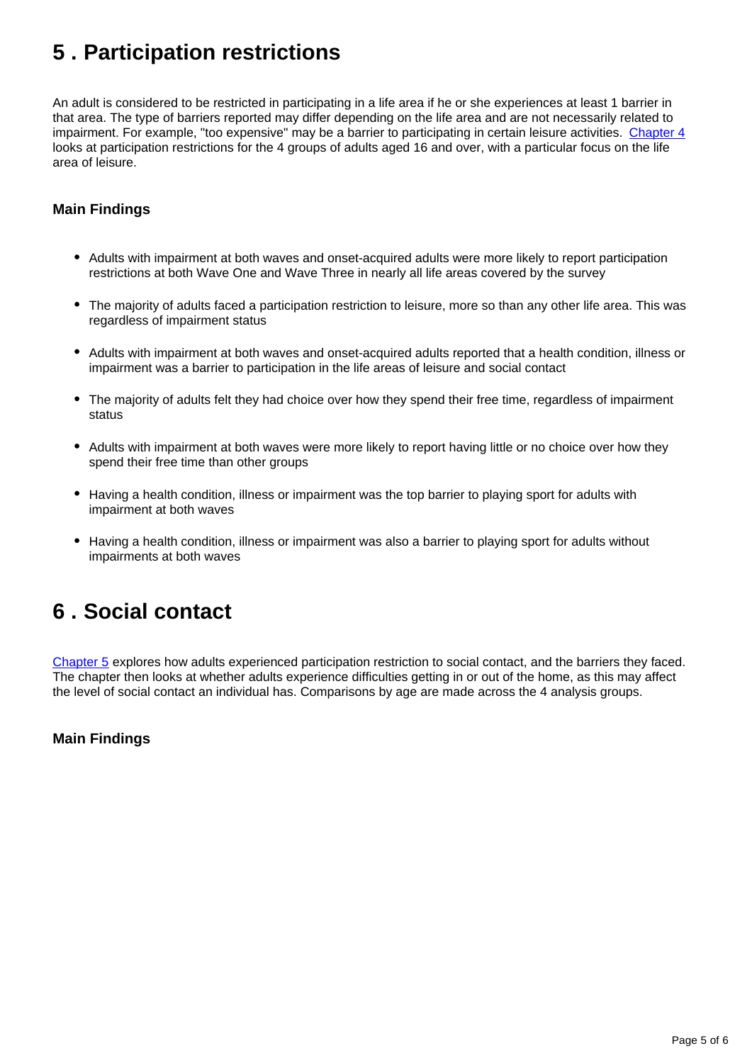## 5 . Participation restrictions

An adult is considered to be restricted in participating in a life area if he or she experiences at least 1 barrier in that area. The type of barriers reported may differ depending on the life area and are not necessarily related to impairment. For example, "too expensive" may be a barrier to participating in certain leisure activities. Chapter 4 looks at participation restrictions for the 4 groups of adults aged 16 and over, with a particular focus on the life area of leisure.

### Main Findings

- Adults with impairment at both waves and onset-acquired adults were more likely to report participation restrictions at both Wave One and Wave Three in nearly all life areas covered by the survey
- The majority of adults faced a participation restriction to leisure, more so than any other life area. This was regardless of impairment status
- Adults with impairment at both waves and onset-acquired adults reported that a health condition, illness or impairment was a barrier to participation in the life areas of leisure and social contact
- The majority of adults felt they had choice over how they spend their free time, regardless of impairment status
- Adults with impairment at both waves were more likely to report having little or no choice over how they spend their free time than other groups
- Having a health condition, illness or impairment was the top barrier to playing sport for adults with impairment at both waves
- Having a health condition, illness or impairment was also a barrier to playing sport for adults without impairments at both waves

## 6 . Social contact

Chapter 5 explores how adults experienced participation restriction to social contact, and the barriers they faced. The chapter then looks at whether adults experience difficulties getting in or out of the home, as this may affect the level of social contact an individual has. Comparisons by age are made across the 4 analysis groups.

### Main Findings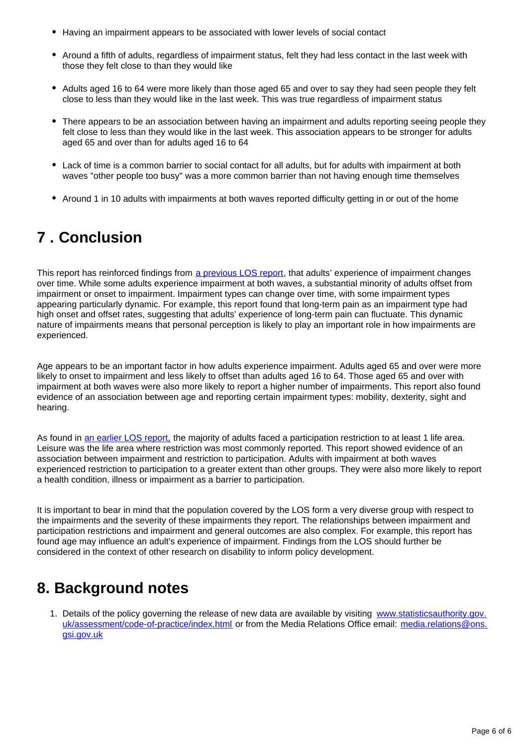- Having an impairment appears to be associated with lower levels of social contact
- Around a fifth of adults, regardless of impairment status, felt they had less contact in the last week with those they felt close to than they would like
- Adults aged 16 to 64 were more likely than those aged 65 and over to say they had seen people they felt close to less than they would like in the last week. This was true regardless of impairment status
- There appears to be an association between having an impairment and adults reporting seeing people they felt close to less than they would like in the last week. This association appears to be stronger for adults aged 65 and over than for adults aged 16 to 64
- Lack of time is a common barrier to social contact for all adults, but for adults with impairment at both waves "other people too busy" was a more common barrier than not having enough time themselves
- Around 1 in 10 adults with impairments at both waves reported difficulty getting in or out of the home

# 7 . Conclusion

This report has reinforced findings from a previous LOS report, that adults' experience of impairment changes over time. While some adults experience impairment at both waves, a substantial minority of adults offset from impairment or onset to impairment. Impairment types can change over time, with some impairment types appearing particularly dynamic. For example, this report found that long-term pain as an impairment type had high onset and offset rates, suggesting that adults' experience of long-term pain can fluctuate. This dynamic nature of impairments means that personal perception is likely to play an important role in how impairments are experienced.

Age appears to be an important factor in how adults experience impairment. Adults aged 65 and over were more likely to onset to impairment and less likely to offset than adults aged 16 to 64. Those aged 65 and over with impairment at both waves were also more likely to report a higher number of impairments. This report also found evidence of an association between age and reporting certain impairment types: mobility, dexterity, sight and hearing.

As found in an earlier LOS report, the majority of adults faced a participation restriction to at least 1 life area. Leisure was the life area where restriction was most commonly reported. This report showed evidence of an association between impairment and restriction to participation. Adults with impairment at both waves experienced restriction to participation to a greater extent than other groups. They were also more likely to report a health condition, illness or impairment as a barrier to participation.

It is important to bear in mind that the population covered by the LOS form a very diverse group with respect to the impairments and the severity of these impairments they report. The relationships between impairment and participation restrictions and impairment and general outcomes are also complex. For example, this report has found age may influence an adult's experience of impairment. Findings from the LOS should further be considered in the context of other research on disability to inform policy development.

# 8. Background notes

1. Details of the policy governing the release of new data are available by visiting www.statisticsauthority.gov.uk/assessment/code-of-practice/index.html or from the Media Relations Office email: media.relations@ons.gsi.gov.uk